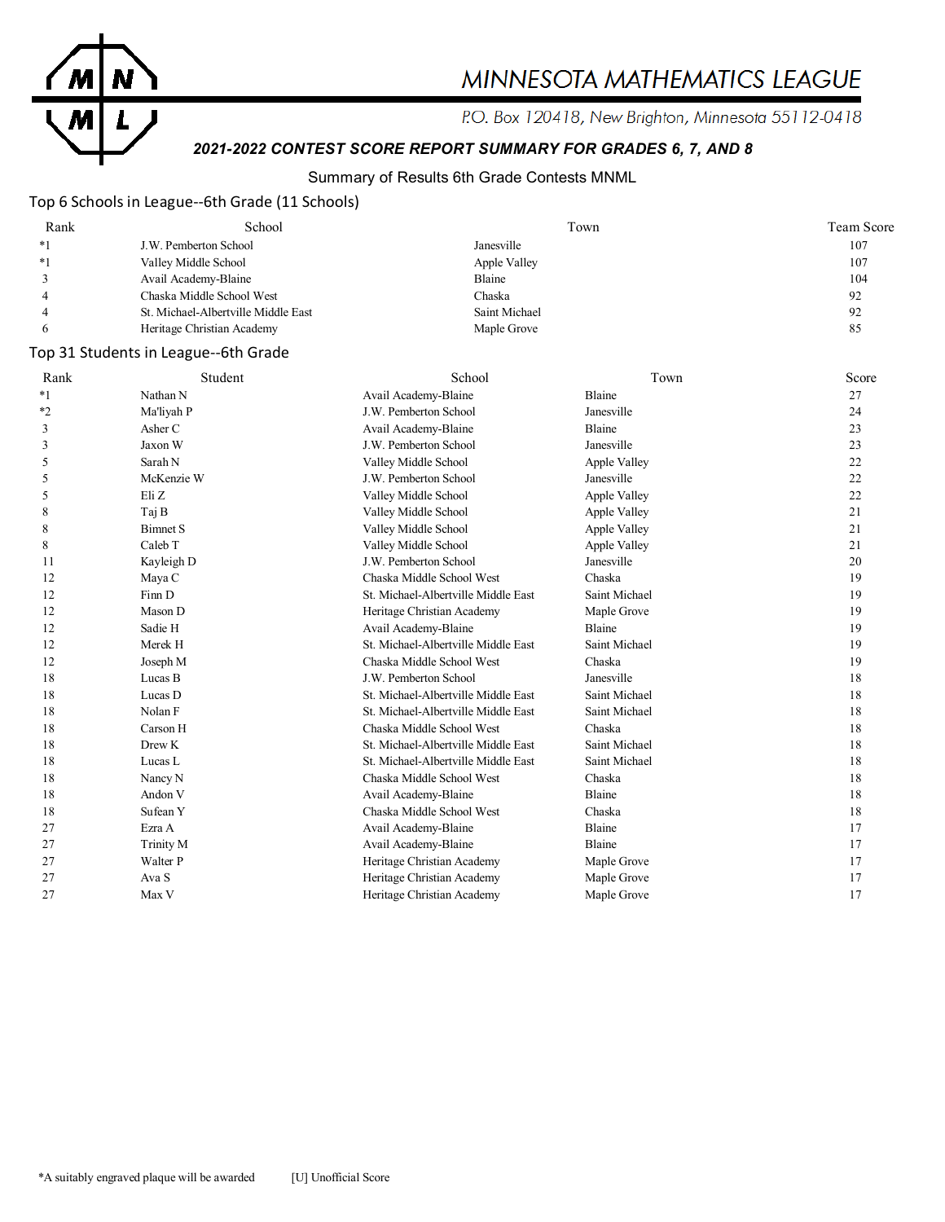# MINNESOTA MATHEMATICS LEAGUE

P.O. Box 120418, New Brighton, Minnesota 55112-0418

***2021-2022 CONTEST SCORE REPORT SUMMARY FOR GRADES 6, 7, AND 8***

Summary of Results 6th Grade Contests MNML

## Top 6 Schools in League--6th Grade (11 Schools)

| Rank | School | Town | Team Score |
|---|---|---|---|
| *1 | J.W. Pemberton School | Janesville | 107 |
| *1 | Valley Middle School | Apple Valley | 107 |
| 3 | Avail Academy-Blaine | Blaine | 104 |
| 4 | Chaska Middle School West | Chaska | 92 |
| 4 | St. Michael-Albertville Middle East | Saint Michael | 92 |
| 6 | Heritage Christian Academy | Maple Grove | 85 |

## Top 31 Students in League--6th Grade

| Rank | Student | School | Town | Score |
|---|---|---|---|---|
| *1 | Nathan N | Avail Academy-Blaine | Blaine | 27 |
| *2 | Ma'liyah P | J.W. Pemberton School | Janesville | 24 |
| 3 | Asher C | Avail Academy-Blaine | Blaine | 23 |
| 3 | Jaxon W | J.W. Pemberton School | Janesville | 23 |
| 5 | Sarah N | Valley Middle School | Apple Valley | 22 |
| 5 | McKenzie W | J.W. Pemberton School | Janesville | 22 |
| 5 | Eli Z | Valley Middle School | Apple Valley | 22 |
| 8 | Taj B | Valley Middle School | Apple Valley | 21 |
| 8 | Bimnet S | Valley Middle School | Apple Valley | 21 |
| 8 | Caleb T | Valley Middle School | Apple Valley | 21 |
| 11 | Kayleigh D | J.W. Pemberton School | Janesville | 20 |
| 12 | Maya C | Chaska Middle School West | Chaska | 19 |
| 12 | Finn D | St. Michael-Albertville Middle East | Saint Michael | 19 |
| 12 | Mason D | Heritage Christian Academy | Maple Grove | 19 |
| 12 | Sadie H | Avail Academy-Blaine | Blaine | 19 |
| 12 | Merek H | St. Michael-Albertville Middle East | Saint Michael | 19 |
| 12 | Joseph M | Chaska Middle School West | Chaska | 19 |
| 18 | Lucas B | J.W. Pemberton School | Janesville | 18 |
| 18 | Lucas D | St. Michael-Albertville Middle East | Saint Michael | 18 |
| 18 | Nolan F | St. Michael-Albertville Middle East | Saint Michael | 18 |
| 18 | Carson H | Chaska Middle School West | Chaska | 18 |
| 18 | Drew K | St. Michael-Albertville Middle East | Saint Michael | 18 |
| 18 | Lucas L | St. Michael-Albertville Middle East | Saint Michael | 18 |
| 18 | Nancy N | Chaska Middle School West | Chaska | 18 |
| 18 | Andon V | Avail Academy-Blaine | Blaine | 18 |
| 18 | Sufean Y | Chaska Middle School West | Chaska | 18 |
| 27 | Ezra A | Avail Academy-Blaine | Blaine | 17 |
| 27 | Trinity M | Avail Academy-Blaine | Blaine | 17 |
| 27 | Walter P | Heritage Christian Academy | Maple Grove | 17 |
| 27 | Ava S | Heritage Christian Academy | Maple Grove | 17 |
| 27 | Max V | Heritage Christian Academy | Maple Grove | 17 |

*A suitably engraved plaque will be awarded    [U] Unofficial Score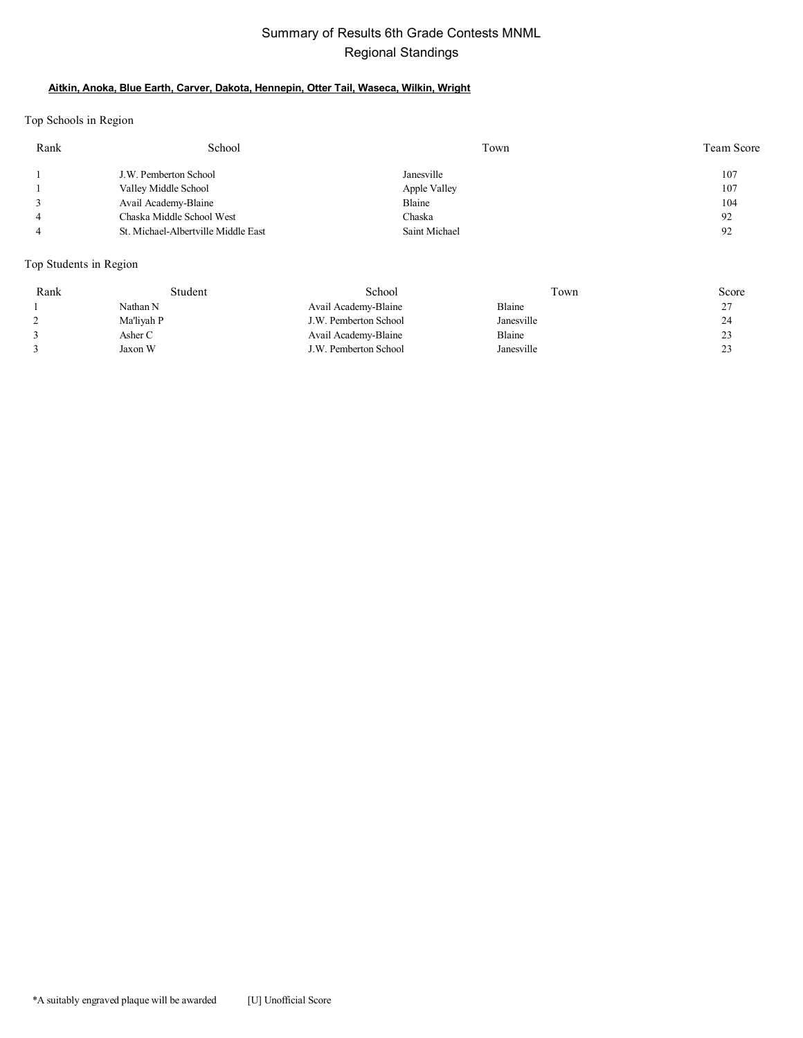# Summary of Results 6th Grade Contests MNML
## Regional Standings

**Aitkin, Anoka, Blue Earth, Carver, Dakota, Hennepin, Otter Tail, Waseca, Wilkin, Wright**

Top Schools in Region

| Rank | School | Town | Team Score |
|---|---|---|---|
| 1 | J.W. Pemberton School | Janesville | 107 |
| 1 | Valley Middle School | Apple Valley | 107 |
| 3 | Avail Academy-Blaine | Blaine | 104 |
| 4 | Chaska Middle School West | Chaska | 92 |
| 4 | St. Michael-Albertville Middle East | Saint Michael | 92 |

Top Students in Region

| Rank | Student | School | Town | Score |
|---|---|---|---|---|
| 1 | Nathan N | Avail Academy-Blaine | Blaine | 27 |
| 2 | Ma'liyah P | J.W. Pemberton School | Janesville | 24 |
| 3 | Asher C | Avail Academy-Blaine | Blaine | 23 |
| 3 | Jaxon W | J.W. Pemberton School | Janesville | 23 |

*A suitably engraved plaque will be awarded [U] Unofficial Score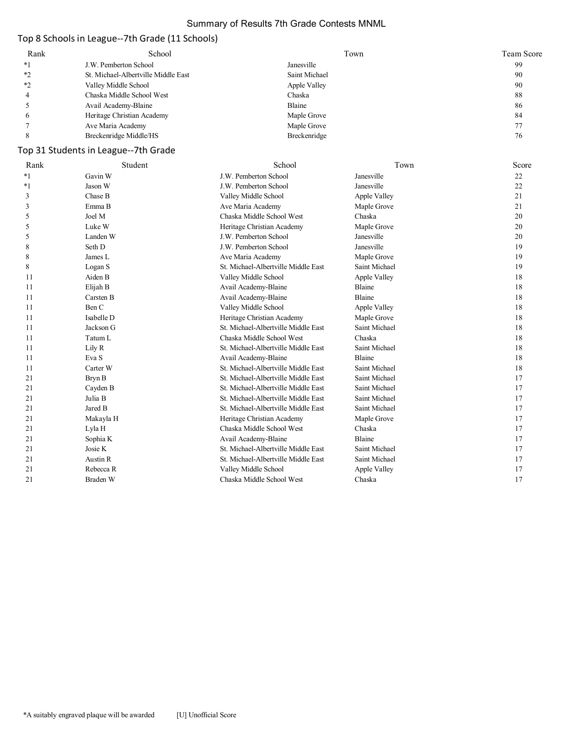# Summary of Results 7th Grade Contests MNML

## Top 8 Schools in League--7th Grade (11 Schools)

| Rank | School | Town | Team Score |
|---|---|---|---|
| *1 | J.W. Pemberton School | Janesville | 99 |
| *2 | St. Michael-Albertville Middle East | Saint Michael | 90 |
| *2 | Valley Middle School | Apple Valley | 90 |
| 4 | Chaska Middle School West | Chaska | 88 |
| 5 | Avail Academy-Blaine | Blaine | 86 |
| 6 | Heritage Christian Academy | Maple Grove | 84 |
| 7 | Ave Maria Academy | Maple Grove | 77 |
| 8 | Breckenridge Middle/HS | Breckenridge | 76 |

## Top 31 Students in League--7th Grade

| Rank | Student | School | Town | Score |
|---|---|---|---|---|
| *1 | Gavin W | J.W. Pemberton School | Janesville | 22 |
| *1 | Jason W | J.W. Pemberton School | Janesville | 22 |
| 3 | Chase B | Valley Middle School | Apple Valley | 21 |
| 3 | Emma B | Ave Maria Academy | Maple Grove | 21 |
| 5 | Joel M | Chaska Middle School West | Chaska | 20 |
| 5 | Luke W | Heritage Christian Academy | Maple Grove | 20 |
| 5 | Landen W | J.W. Pemberton School | Janesville | 20 |
| 8 | Seth D | J.W. Pemberton School | Janesville | 19 |
| 8 | James L | Ave Maria Academy | Maple Grove | 19 |
| 8 | Logan S | St. Michael-Albertville Middle East | Saint Michael | 19 |
| 11 | Aiden B | Valley Middle School | Apple Valley | 18 |
| 11 | Elijah B | Avail Academy-Blaine | Blaine | 18 |
| 11 | Carsten B | Avail Academy-Blaine | Blaine | 18 |
| 11 | Ben C | Valley Middle School | Apple Valley | 18 |
| 11 | Isabelle D | Heritage Christian Academy | Maple Grove | 18 |
| 11 | Jackson G | St. Michael-Albertville Middle East | Saint Michael | 18 |
| 11 | Tatum L | Chaska Middle School West | Chaska | 18 |
| 11 | Lily R | St. Michael-Albertville Middle East | Saint Michael | 18 |
| 11 | Eva S | Avail Academy-Blaine | Blaine | 18 |
| 11 | Carter W | St. Michael-Albertville Middle East | Saint Michael | 18 |
| 21 | Bryn B | St. Michael-Albertville Middle East | Saint Michael | 17 |
| 21 | Cayden B | St. Michael-Albertville Middle East | Saint Michael | 17 |
| 21 | Julia B | St. Michael-Albertville Middle East | Saint Michael | 17 |
| 21 | Jared B | St. Michael-Albertville Middle East | Saint Michael | 17 |
| 21 | Makayla H | Heritage Christian Academy | Maple Grove | 17 |
| 21 | Lyla H | Chaska Middle School West | Chaska | 17 |
| 21 | Sophia K | Avail Academy-Blaine | Blaine | 17 |
| 21 | Josie K | St. Michael-Albertville Middle East | Saint Michael | 17 |
| 21 | Austin R | St. Michael-Albertville Middle East | Saint Michael | 17 |
| 21 | Rebecca R | Valley Middle School | Apple Valley | 17 |
| 21 | Braden W | Chaska Middle School West | Chaska | 17 |

*A suitably engraved plaque will be awarded [U] Unofficial Score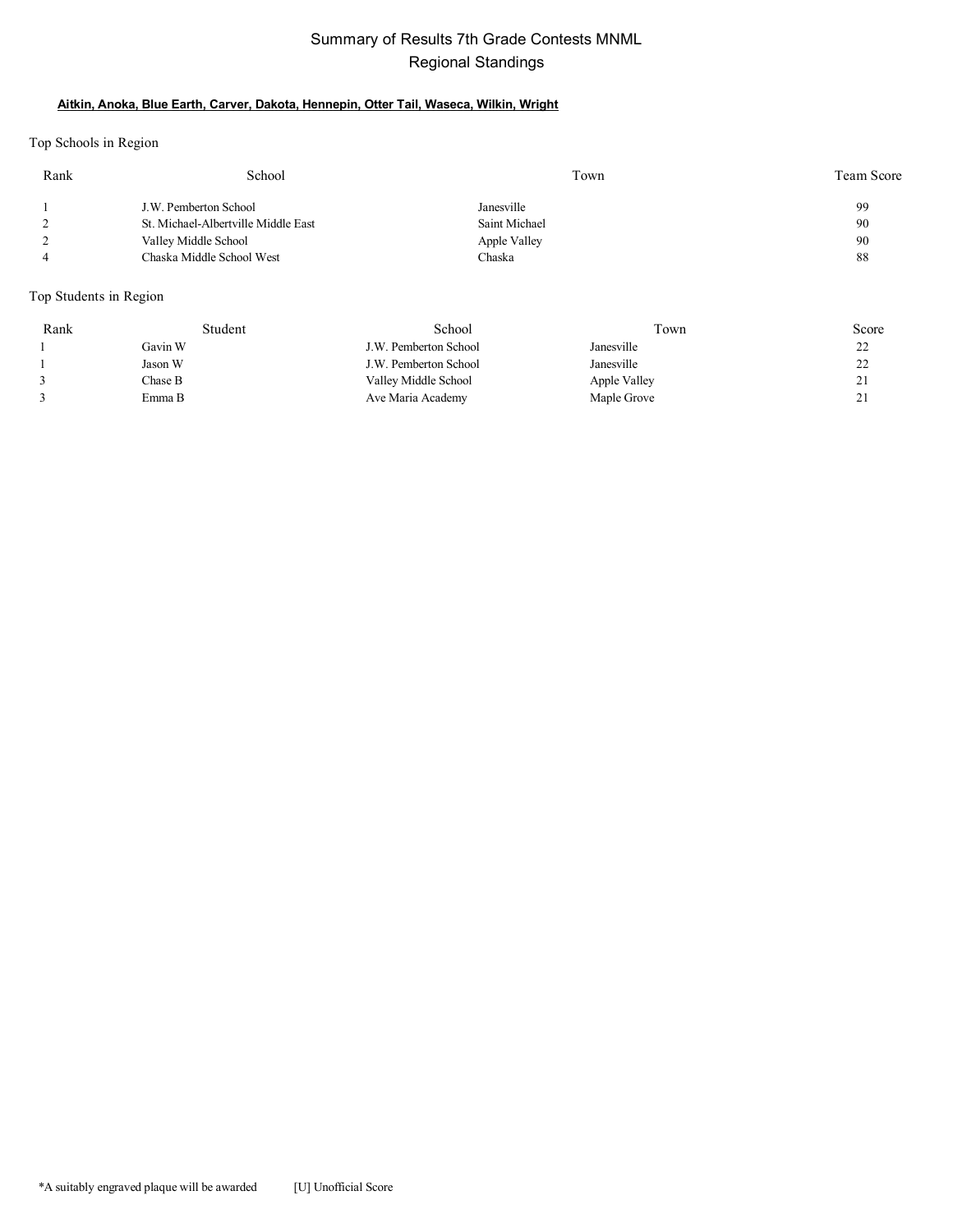# Summary of Results 7th Grade Contests MNML
## Regional Standings

**Aitkin, Anoka, Blue Earth, Carver, Dakota, Hennepin, Otter Tail, Waseca, Wilkin, Wright**

Top Schools in Region

| Rank | School | Town | Team Score |
|---|---|---|---|
| 1 | J.W. Pemberton School | Janesville | 99 |
| 2 | St. Michael-Albertville Middle East | Saint Michael | 90 |
| 2 | Valley Middle School | Apple Valley | 90 |
| 4 | Chaska Middle School West | Chaska | 88 |

Top Students in Region

| Rank | Student | School | Town | Score |
|---|---|---|---|---|
| 1 | Gavin W | J.W. Pemberton School | Janesville | 22 |
| 1 | Jason W | J.W. Pemberton School | Janesville | 22 |
| 3 | Chase B | Valley Middle School | Apple Valley | 21 |
| 3 | Emma B | Ave Maria Academy | Maple Grove | 21 |

*A suitably engraved plaque will be awarded [U] Unofficial Score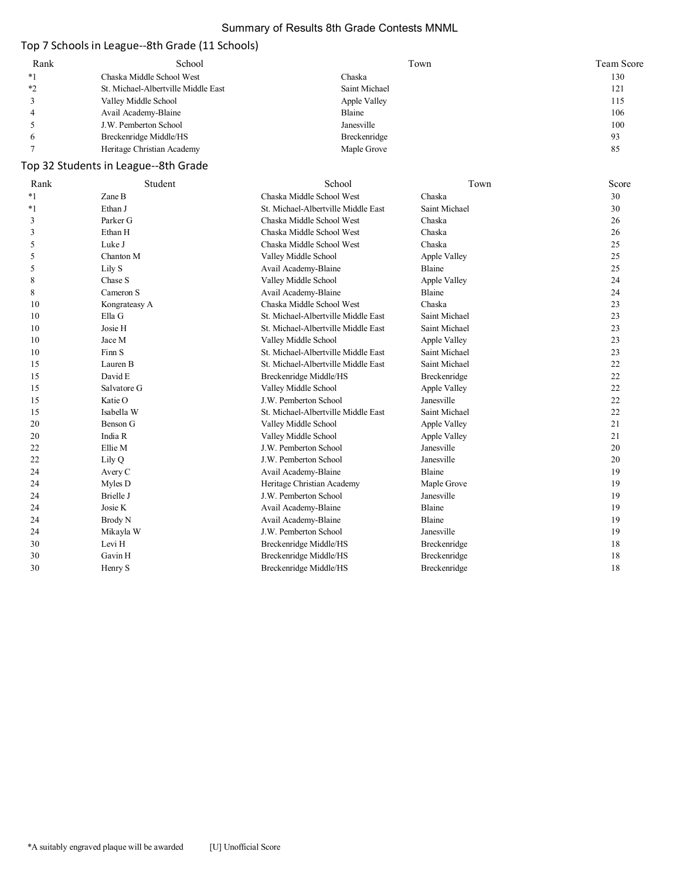# Summary of Results 8th Grade Contests MNML

## Top 7 Schools in League--8th Grade (11 Schools)

| Rank | School | Town | Team Score |
|---|---|---|---|
| *1 | Chaska Middle School West | Chaska | 130 |
| *2 | St. Michael-Albertville Middle East | Saint Michael | 121 |
| 3 | Valley Middle School | Apple Valley | 115 |
| 4 | Avail Academy-Blaine | Blaine | 106 |
| 5 | J.W. Pemberton School | Janesville | 100 |
| 6 | Breckenridge Middle/HS | Breckenridge | 93 |
| 7 | Heritage Christian Academy | Maple Grove | 85 |

## Top 32 Students in League--8th Grade

| Rank | Student | School | Town | Score |
|---|---|---|---|---|
| *1 | Zane B | Chaska Middle School West | Chaska | 30 |
| *1 | Ethan J | St. Michael-Albertville Middle East | Saint Michael | 30 |
| 3 | Parker G | Chaska Middle School West | Chaska | 26 |
| 3 | Ethan H | Chaska Middle School West | Chaska | 26 |
| 5 | Luke J | Chaska Middle School West | Chaska | 25 |
| 5 | Chanton M | Valley Middle School | Apple Valley | 25 |
| 5 | Lily S | Avail Academy-Blaine | Blaine | 25 |
| 8 | Chase S | Valley Middle School | Apple Valley | 24 |
| 8 | Cameron S | Avail Academy-Blaine | Blaine | 24 |
| 10 | Kongrateasy A | Chaska Middle School West | Chaska | 23 |
| 10 | Ella G | St. Michael-Albertville Middle East | Saint Michael | 23 |
| 10 | Josie H | St. Michael-Albertville Middle East | Saint Michael | 23 |
| 10 | Jace M | Valley Middle School | Apple Valley | 23 |
| 10 | Finn S | St. Michael-Albertville Middle East | Saint Michael | 23 |
| 15 | Lauren B | St. Michael-Albertville Middle East | Saint Michael | 22 |
| 15 | David E | Breckenridge Middle/HS | Breckenridge | 22 |
| 15 | Salvatore G | Valley Middle School | Apple Valley | 22 |
| 15 | Katie O | J.W. Pemberton School | Janesville | 22 |
| 15 | Isabella W | St. Michael-Albertville Middle East | Saint Michael | 22 |
| 20 | Benson G | Valley Middle School | Apple Valley | 21 |
| 20 | India R | Valley Middle School | Apple Valley | 21 |
| 22 | Ellie M | J.W. Pemberton School | Janesville | 20 |
| 22 | Lily Q | J.W. Pemberton School | Janesville | 20 |
| 24 | Avery C | Avail Academy-Blaine | Blaine | 19 |
| 24 | Myles D | Heritage Christian Academy | Maple Grove | 19 |
| 24 | Brielle J | J.W. Pemberton School | Janesville | 19 |
| 24 | Josie K | Avail Academy-Blaine | Blaine | 19 |
| 24 | Brody N | Avail Academy-Blaine | Blaine | 19 |
| 24 | Mikayla W | J.W. Pemberton School | Janesville | 19 |
| 30 | Levi H | Breckenridge Middle/HS | Breckenridge | 18 |
| 30 | Gavin H | Breckenridge Middle/HS | Breckenridge | 18 |
| 30 | Henry S | Breckenridge Middle/HS | Breckenridge | 18 |

*A suitably engraved plaque will be awarded [U] Unofficial Score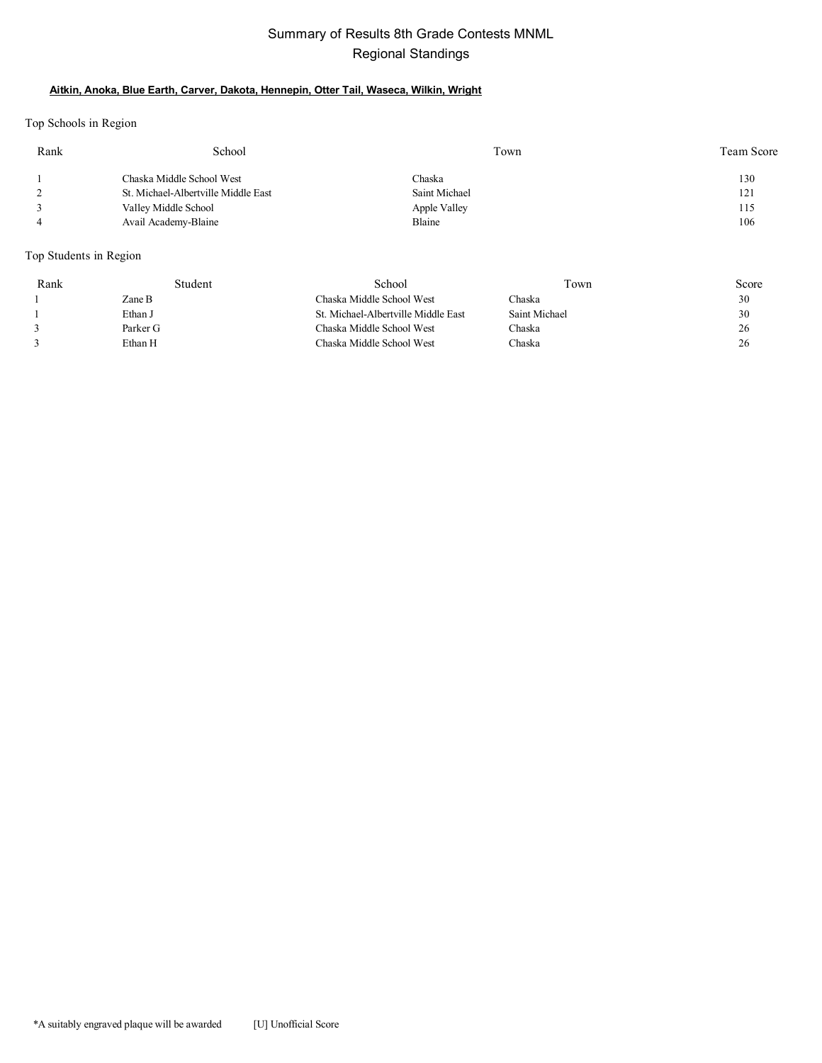# Summary of Results 8th Grade Contests MNML

## Regional Standings

**Aitkin, Anoka, Blue Earth, Carver, Dakota, Hennepin, Otter Tail, Waseca, Wilkin, Wright**

### Top Schools in Region

| Rank | School | Town | Team Score |
|---|---|---|---|
| 1 | Chaska Middle School West | Chaska | 130 |
| 2 | St. Michael-Albertville Middle East | Saint Michael | 121 |
| 3 | Valley Middle School | Apple Valley | 115 |
| 4 | Avail Academy-Blaine | Blaine | 106 |

### Top Students in Region

| Rank | Student | School | Town | Score |
|---|---|---|---|---|
| 1 | Zane B | Chaska Middle School West | Chaska | 30 |
| 1 | Ethan J | St. Michael-Albertville Middle East | Saint Michael | 30 |
| 3 | Parker G | Chaska Middle School West | Chaska | 26 |
| 3 | Ethan H | Chaska Middle School West | Chaska | 26 |

*A suitably engraved plaque will be awarded     [U] Unofficial Score